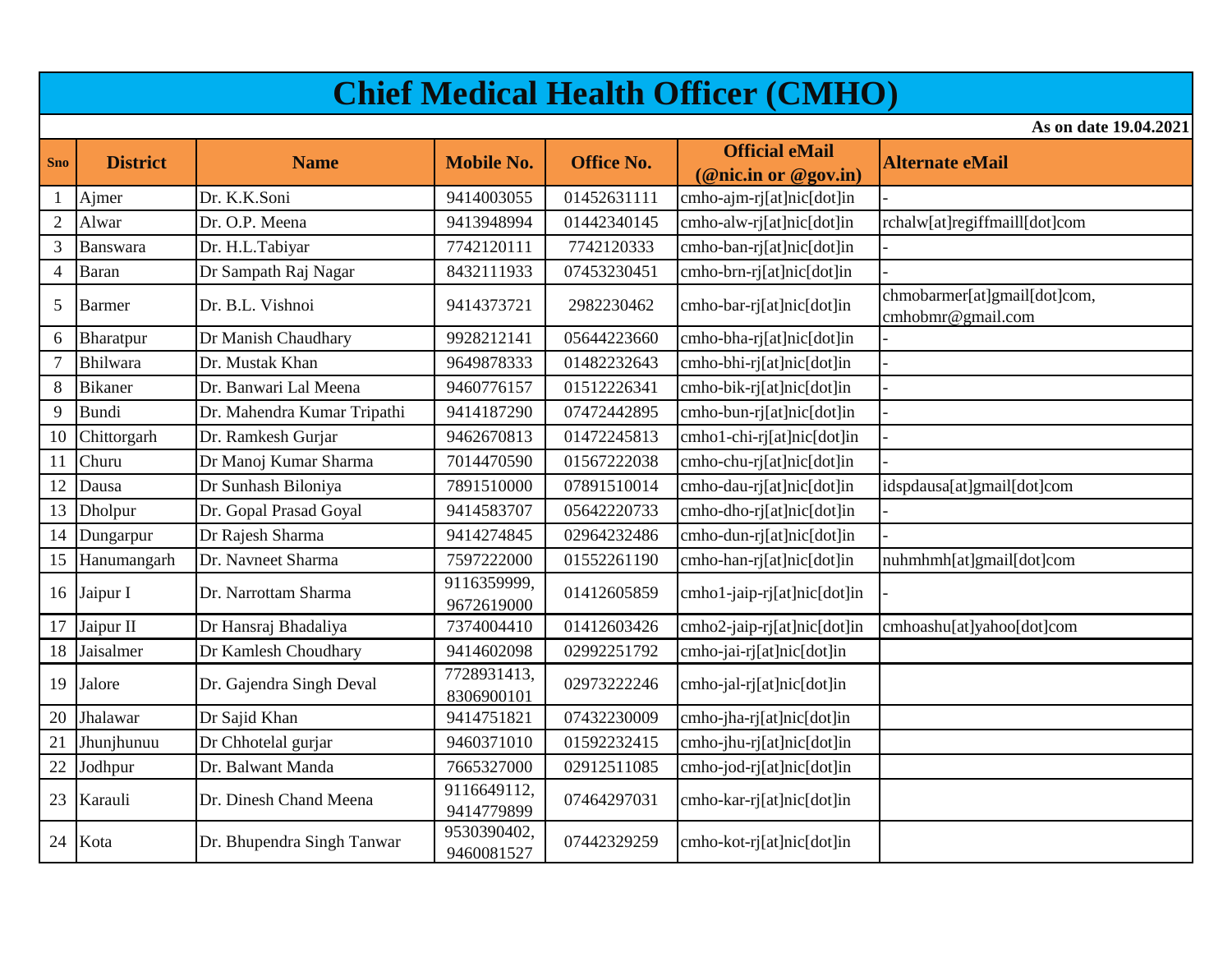# Chief Medical Health Officer (CMHO)

**As on date 19.04.2021**

| Sno | District | Name | Mobile No. | Office No. | Official eMail (@nic.in or @gov.in) | Alternate eMail |
|---|---|---|---|---|---|---|
| 1 | Ajmer | Dr. K.K.Soni | 9414003055 | 01452631111 | cmho-ajm-rj[at]nic[dot]in | - |
| 2 | Alwar | Dr. O.P. Meena | 9413948994 | 01442340145 | cmho-alw-rj[at]nic[dot]in | rchalw[at]regiffmaill[dot]com |
| 3 | Banswara | Dr. H.L.Tabiyar | 7742120111 | 7742120333 | cmho-ban-rj[at]nic[dot]in | - |
| 4 | Baran | Dr Sampath Raj Nagar | 8432111933 | 07453230451 | cmho-brn-rj[at]nic[dot]in | - |
| 5 | Barmer | Dr. B.L. Vishnoi | 9414373721 | 2982230462 | cmho-bar-rj[at]nic[dot]in | chmobarmer[at]gmail[dot]com, cmhobmr@gmail.com |
| 6 | Bharatpur | Dr Manish Chaudhary | 9928212141 | 05644223660 | cmho-bha-rj[at]nic[dot]in | - |
| 7 | Bhilwara | Dr. Mustak Khan | 9649878333 | 01482232643 | cmho-bhi-rj[at]nic[dot]in | - |
| 8 | Bikaner | Dr. Banwari Lal Meena | 9460776157 | 01512226341 | cmho-bik-rj[at]nic[dot]in | - |
| 9 | Bundi | Dr. Mahendra Kumar Tripathi | 9414187290 | 07472442895 | cmho-bun-rj[at]nic[dot]in | - |
| 10 | Chittorgarh | Dr. Ramkesh Gurjar | 9462670813 | 01472245813 | cmho1-chi-rj[at]nic[dot]in | - |
| 11 | Churu | Dr Manoj Kumar Sharma | 7014470590 | 01567222038 | cmho-chu-rj[at]nic[dot]in | - |
| 12 | Dausa | Dr Sunhash Biloniya | 7891510000 | 07891510014 | cmho-dau-rj[at]nic[dot]in | idspdausa[at]gmail[dot]com |
| 13 | Dholpur | Dr. Gopal Prasad Goyal | 9414583707 | 05642220733 | cmho-dho-rj[at]nic[dot]in | - |
| 14 | Dungarpur | Dr Rajesh Sharma | 9414274845 | 02964232486 | cmho-dun-rj[at]nic[dot]in | - |
| 15 | Hanumangarh | Dr. Navneet Sharma | 7597222000 | 01552261190 | cmho-han-rj[at]nic[dot]in | nuhmhmh[at]gmail[dot]com |
| 16 | Jaipur I | Dr. Narrottam Sharma | 9116359999, 9672619000 | 01412605859 | cmho1-jaip-rj[at]nic[dot]in | - |
| 17 | Jaipur II | Dr Hansraj Bhadaliya | 7374004410 | 01412603426 | cmho2-jaip-rj[at]nic[dot]in | cmhoashu[at]yahoo[dot]com |
| 18 | Jaisalmer | Dr Kamlesh Choudhary | 9414602098 | 02992251792 | cmho-jai-rj[at]nic[dot]in | |
| 19 | Jalore | Dr. Gajendra Singh Deval | 7728931413, 8306900101 | 02973222246 | cmho-jal-rj[at]nic[dot]in | |
| 20 | Jhalawar | Dr Sajid Khan | 9414751821 | 07432230009 | cmho-jha-rj[at]nic[dot]in | |
| 21 | Jhunjhunuu | Dr Chhotelal gurjar | 9460371010 | 01592232415 | cmho-jhu-rj[at]nic[dot]in | |
| 22 | Jodhpur | Dr. Balwant Manda | 7665327000 | 02912511085 | cmho-jod-rj[at]nic[dot]in | |
| 23 | Karauli | Dr. Dinesh Chand Meena | 9116649112, 9414779899 | 07464297031 | cmho-kar-rj[at]nic[dot]in | |
| 24 | Kota | Dr. Bhupendra Singh Tanwar | 9530390402, 9460081527 | 07442329259 | cmho-kot-rj[at]nic[dot]in | |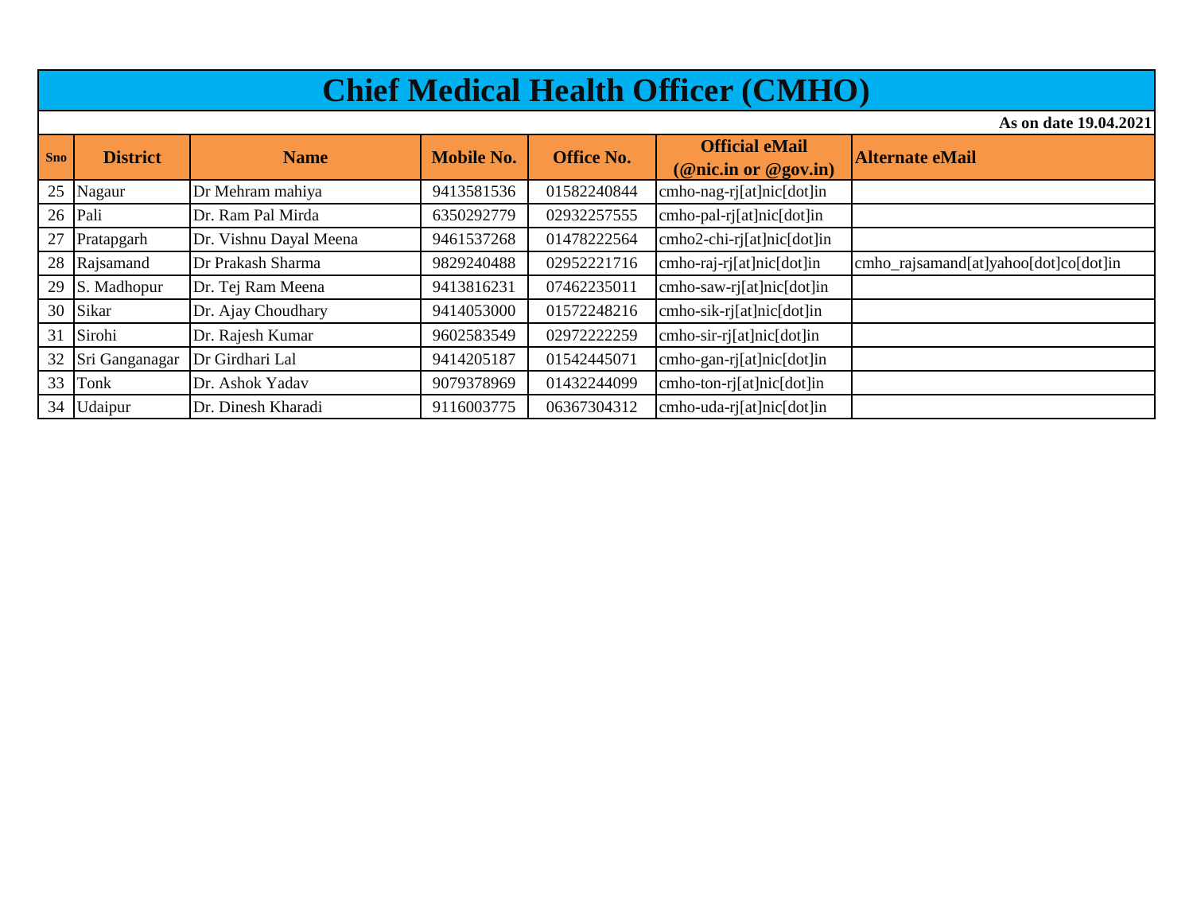# Chief Medical Health Officer (CMHO)

**As on date 19.04.2021**

| Sno | District | Name | Mobile No. | Office No. | Official eMail (@nic.in or @gov.in) | Alternate eMail |
|---|---|---|---|---|---|---|
| 25 | Nagaur | Dr Mehram mahiya | 9413581536 | 01582240844 | cmho-nag-rj[at]nic[dot]in | |
| 26 | Pali | Dr. Ram Pal Mirda | 6350292779 | 02932257555 | cmho-pal-rj[at]nic[dot]in | |
| 27 | Pratapgarh | Dr. Vishnu Dayal Meena | 9461537268 | 01478222564 | cmho2-chi-rj[at]nic[dot]in | |
| 28 | Rajsamand | Dr Prakash Sharma | 9829240488 | 02952221716 | cmho-raj-rj[at]nic[dot]in | cmho_rajsamand[at]yahoo[dot]co[dot]in |
| 29 | S. Madhopur | Dr. Tej Ram Meena | 9413816231 | 07462235011 | cmho-saw-rj[at]nic[dot]in | |
| 30 | Sikar | Dr. Ajay Choudhary | 9414053000 | 01572248216 | cmho-sik-rj[at]nic[dot]in | |
| 31 | Sirohi | Dr. Rajesh Kumar | 9602583549 | 02972222259 | cmho-sir-rj[at]nic[dot]in | |
| 32 | Sri Ganganagar | Dr Girdhari Lal | 9414205187 | 01542445071 | cmho-gan-rj[at]nic[dot]in | |
| 33 | Tonk | Dr. Ashok Yadav | 9079378969 | 01432244099 | cmho-ton-rj[at]nic[dot]in | |
| 34 | Udaipur | Dr. Dinesh Kharadi | 9116003775 | 06367304312 | cmho-uda-rj[at]nic[dot]in | |